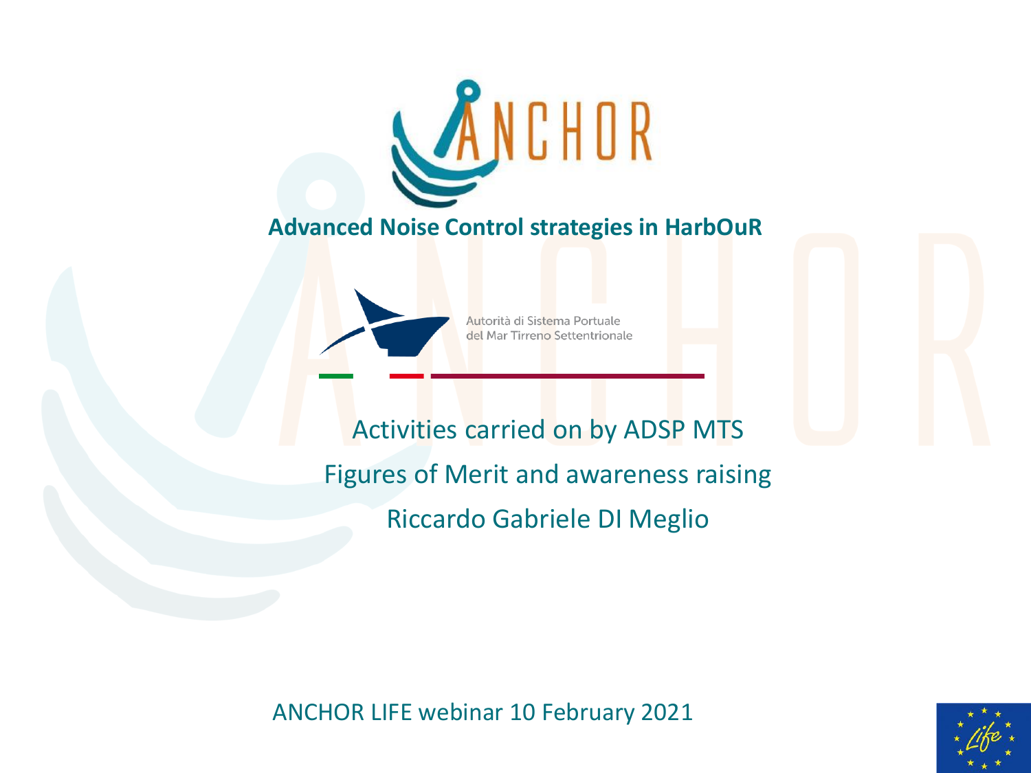# ANCHOR

**Advanced Noise Control strategies in HarbOuR**

Autorità di Sistema Portuale del Mar Tirreno Settentrionale

Activities carried on by ADSP MTS

Figures of Merit and awareness raising

Riccardo Gabriele DI Meglio

ANCHOR LIFE webinar 10 February 2021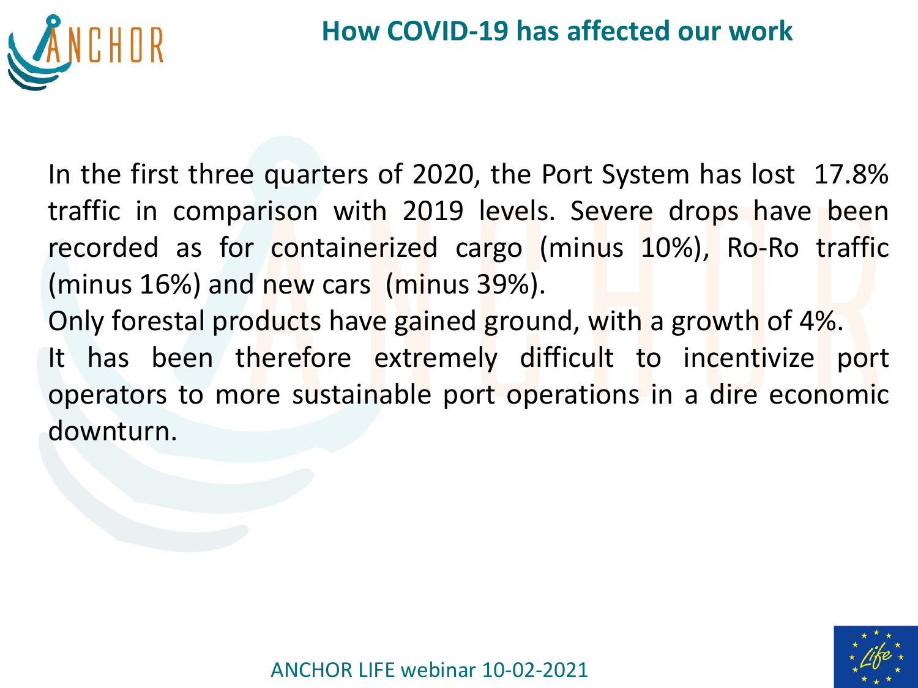## How COVID-19 has affected our work

In the first three quarters of 2020, the Port System has lost 17.8% traffic in comparison with 2019 levels. Severe drops have been recorded as for containerized cargo (minus 10%), Ro-Ro traffic (minus 16%) and new cars (minus 39%).

Only forestal products have gained ground, with a growth of 4%.

It has been therefore extremely difficult to incentivize port operators to more sustainable port operations in a dire economic downturn.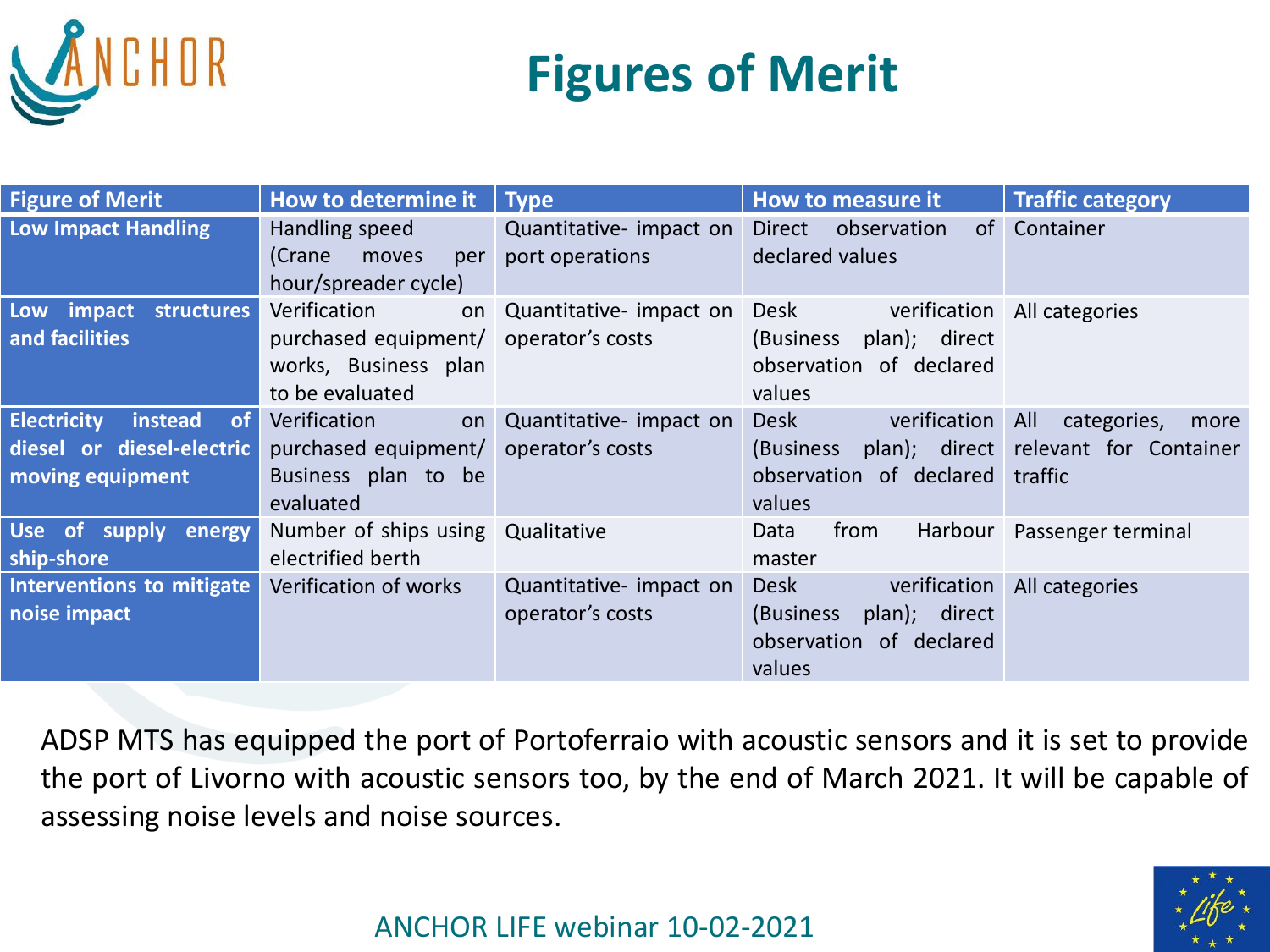# Figures of Merit

| Figure of Merit | How to determine it | Type | How to measure it | Traffic category |
|---|---|---|---|---|
| **Low Impact Handling** | Handling speed (Crane moves per hour/spreader cycle) | Quantitative- impact on port operations | Direct observation of declared values | Container |
| **Low impact structures and facilities** | Verification on purchased equipment/ works, Business plan to be evaluated | Quantitative- impact on operator's costs | Desk verification (Business plan); direct observation of declared values | All categories |
| **Electricity instead of diesel or diesel-electric moving equipment** | Verification on purchased equipment/ Business plan to be evaluated | Quantitative- impact on operator's costs | Desk verification (Business plan); direct observation of declared values | All categories, more relevant for Container traffic |
| **Use of supply energy ship-shore** | Number of ships using electrified berth | Qualitative | Data from Harbour master | Passenger terminal |
| **Interventions to mitigate noise impact** | Verification of works | Quantitative- impact on operator's costs | Desk verification (Business plan); direct observation of declared values | All categories |

ADSP MTS has equipped the port of Portoferraio with acoustic sensors and it is set to provide the port of Livorno with acoustic sensors too, by the end of March 2021. It will be capable of assessing noise levels and noise sources.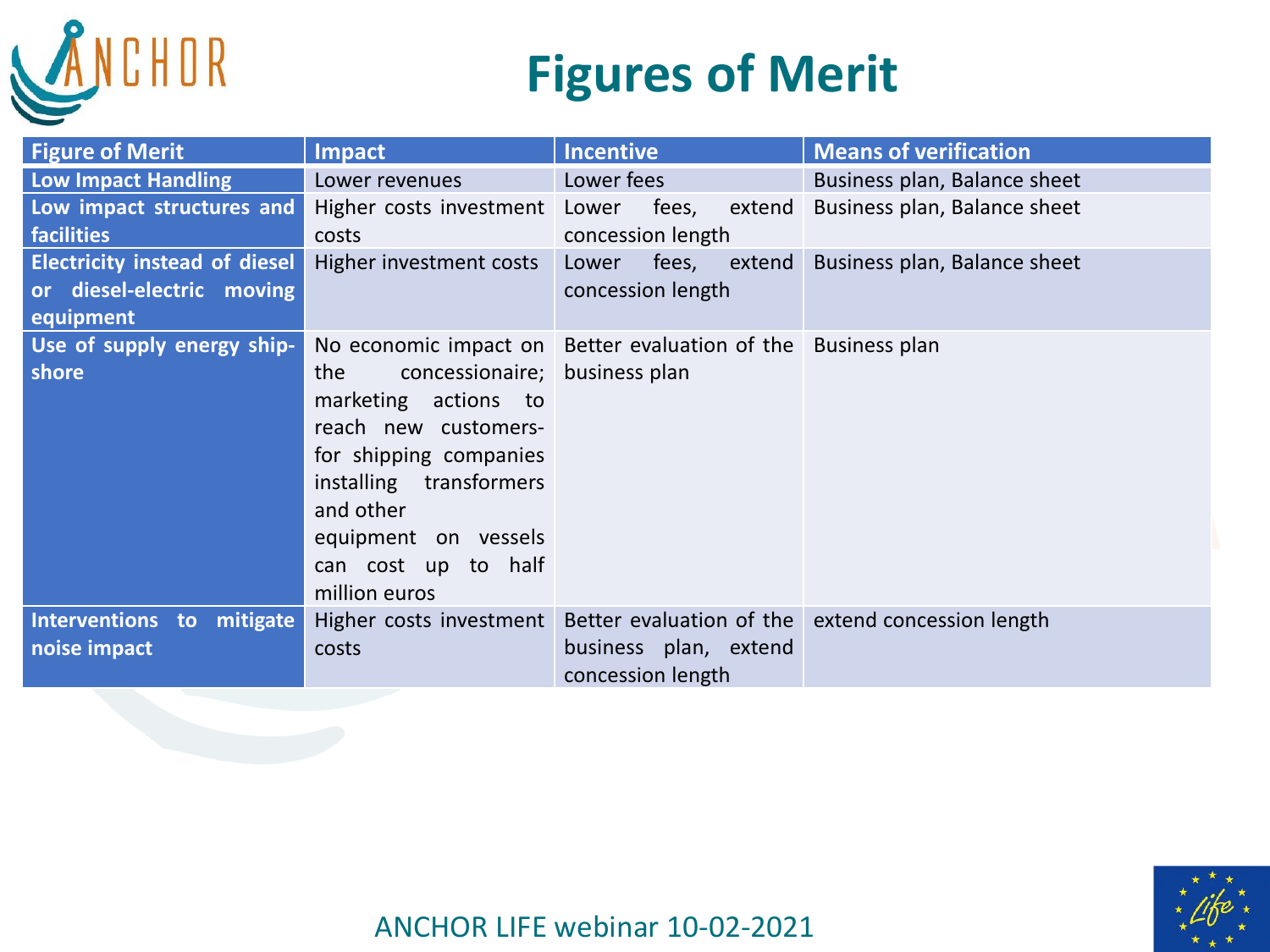# Figures of Merit

| Figure of Merit | Impact | Incentive | Means of verification |
| --- | --- | --- | --- |
| **Low Impact Handling** | Lower revenues | Lower fees | Business plan, Balance sheet |
| **Low impact structures and facilities** | Higher costs investment costs | Lower fees, extend concession length | Business plan, Balance sheet |
| **Electricity instead of diesel or diesel-electric moving equipment** | Higher investment costs | Lower fees, extend concession length | Business plan, Balance sheet |
| **Use of supply energy ship-shore** | No economic impact on the concessionaire; marketing actions to reach new customers- for shipping companies installing transformers and other equipment on vessels can cost up to half million euros | Better evaluation of the business plan | Business plan |
| **Interventions to mitigate noise impact** | Higher costs investment costs | Better evaluation of the business plan, extend concession length | extend concession length |

ANCHOR LIFE webinar 10-02-2021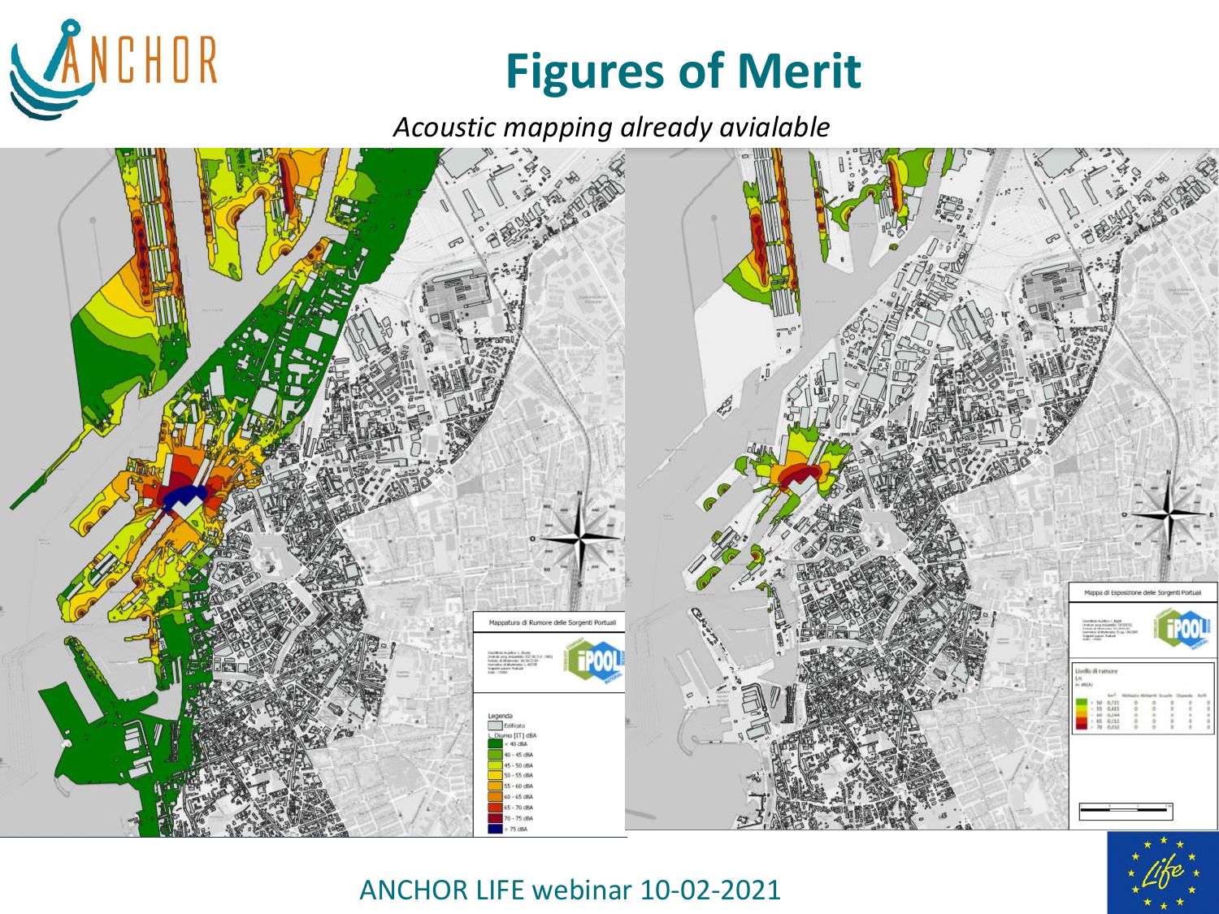# Figures of Merit

*Acoustic mapping already avialable*

Mappatura di Rumore delle Sorgenti Portuali

Legenda
- Edificato
- L_Diurno [IT] dBA
- < 40 dBA
- 40 - 45 dBA
- 45 - 50 dBA
- 50 - 55 dBA
- 55 - 60 dBA
- 60 - 65 dBA
- 65 - 70 dBA
- 70 - 75 dBA
- > 75 dBA

Mappa di Esposizione delle Sorgenti Portuali

Livello di rumore

ANCHOR LIFE webinar 10-02-2021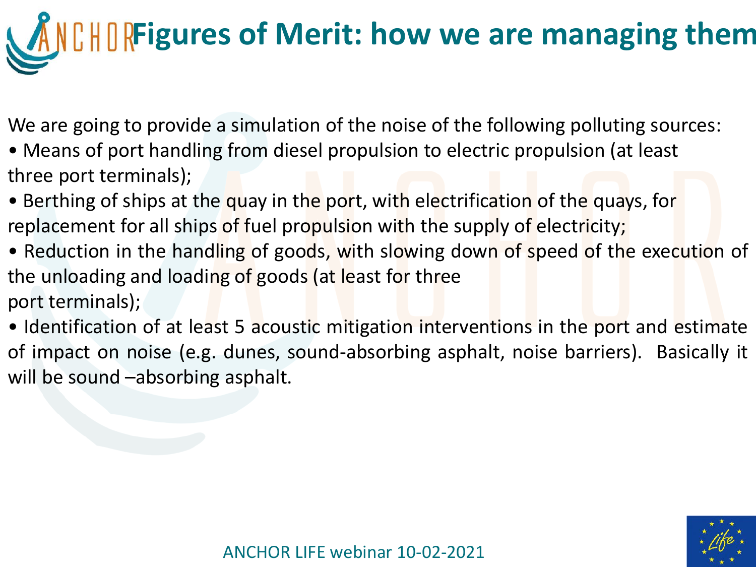# Figures of Merit: how we are managing them

We are going to provide a simulation of the noise of the following polluting sources:

- Means of port handling from diesel propulsion to electric propulsion (at least three port terminals);
- Berthing of ships at the quay in the port, with electrification of the quays, for replacement for all ships of fuel propulsion with the supply of electricity;
- Reduction in the handling of goods, with slowing down of speed of the execution of the unloading and loading of goods (at least for three port terminals);
- Identification of at least 5 acoustic mitigation interventions in the port and estimate of impact on noise (e.g. dunes, sound-absorbing asphalt, noise barriers). Basically it will be sound –absorbing asphalt.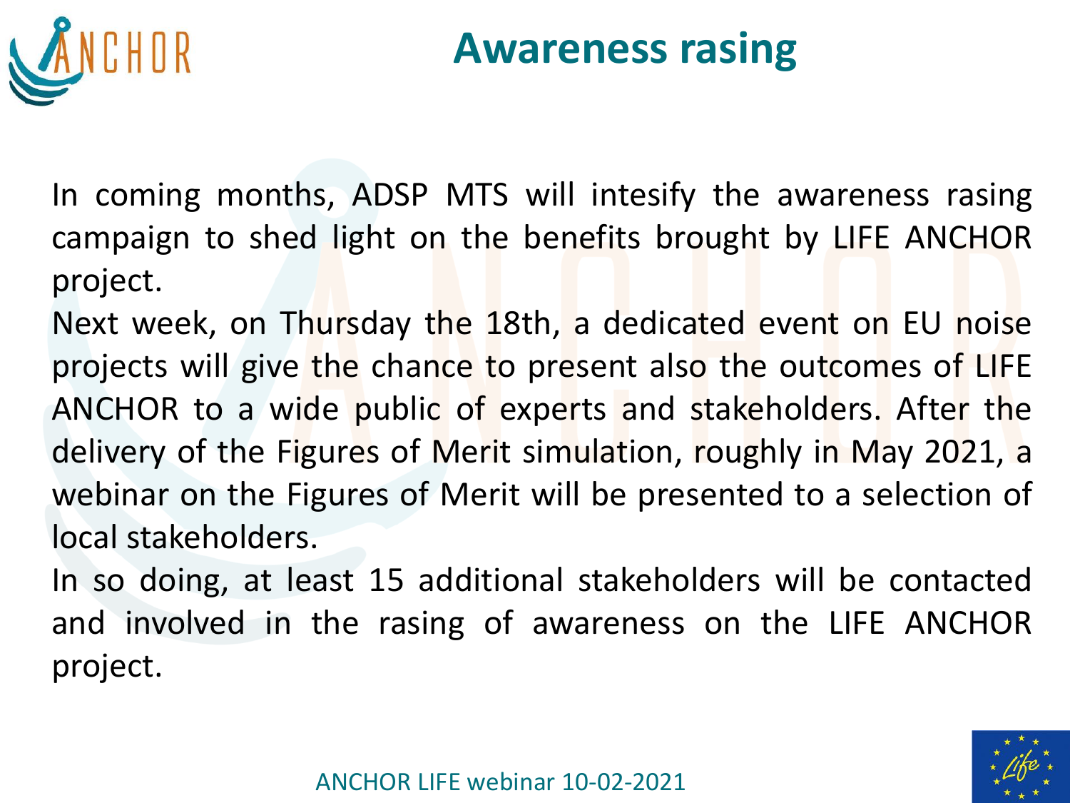# Awareness rasing

In coming months, ADSP MTS will intesify the awareness rasing campaign to shed light on the benefits brought by LIFE ANCHOR project.

Next week, on Thursday the 18th, a dedicated event on EU noise projects will give the chance to present also the outcomes of LIFE ANCHOR to a wide public of experts and stakeholders. After the delivery of the Figures of Merit simulation, roughly in May 2021, a webinar on the Figures of Merit will be presented to a selection of local stakeholders.

In so doing, at least 15 additional stakeholders will be contacted and involved in the rasing of awareness on the LIFE ANCHOR project.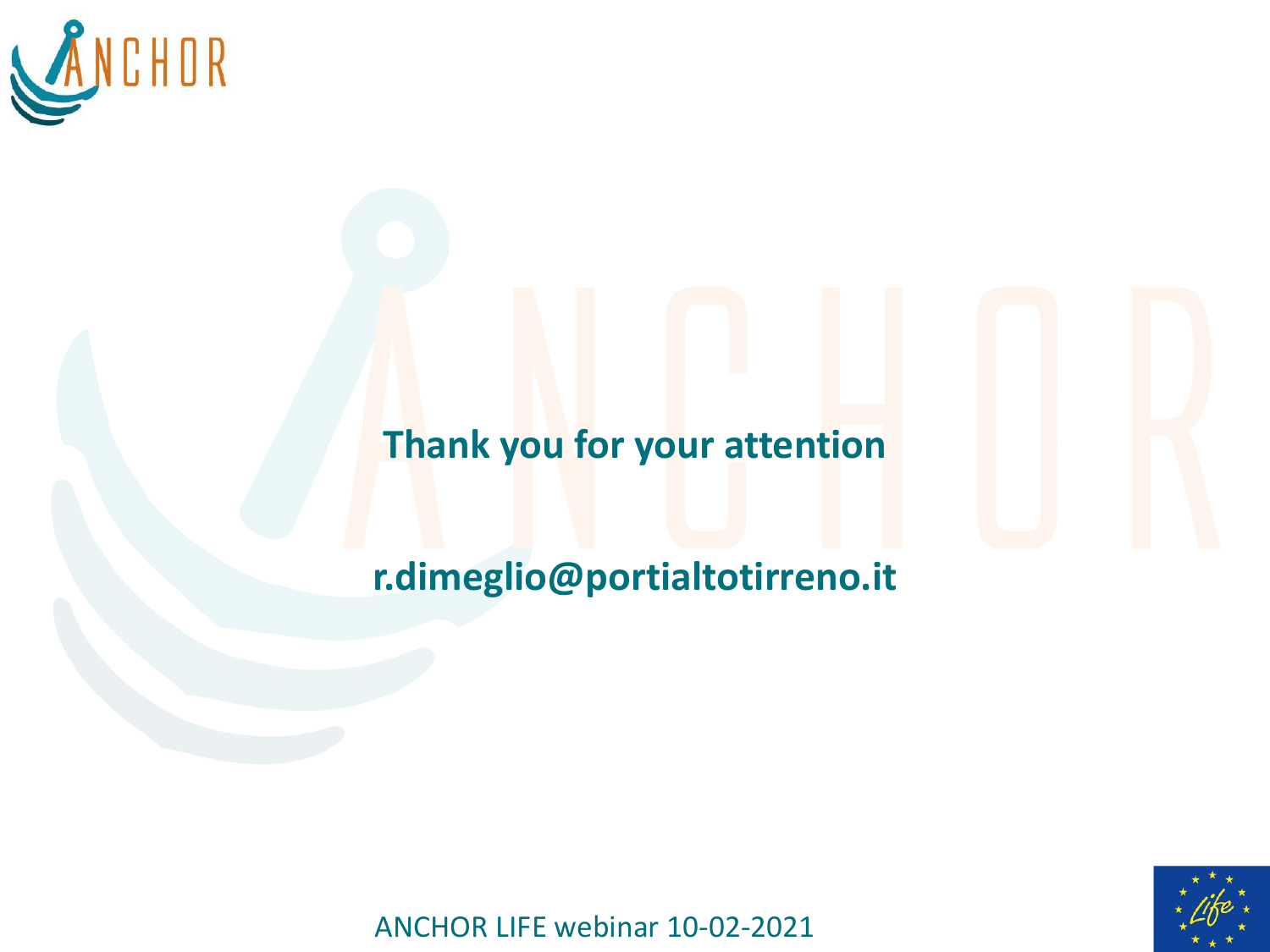**Thank you for your attention**

**r.dimeglio@portialtotirreno.it**

ANCHOR LIFE webinar 10-02-2021